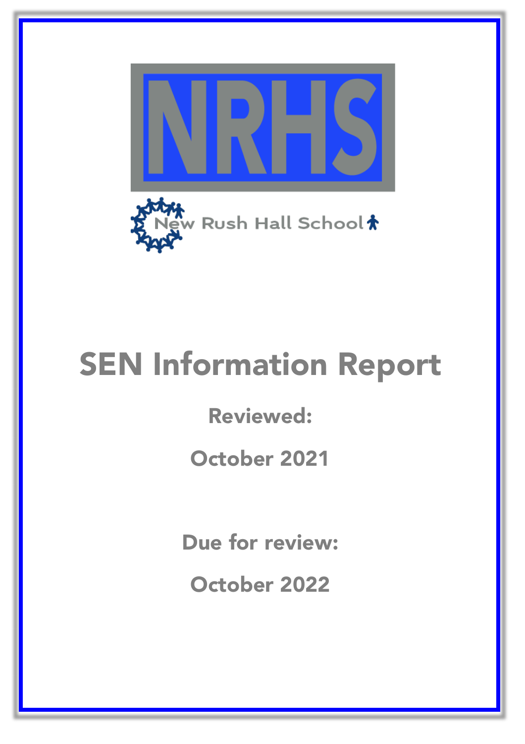NRHS

New Rush Hall School

# SEN Information Report

**Reviewed:**

**October 2021**

**Due for review:**

**October 2022**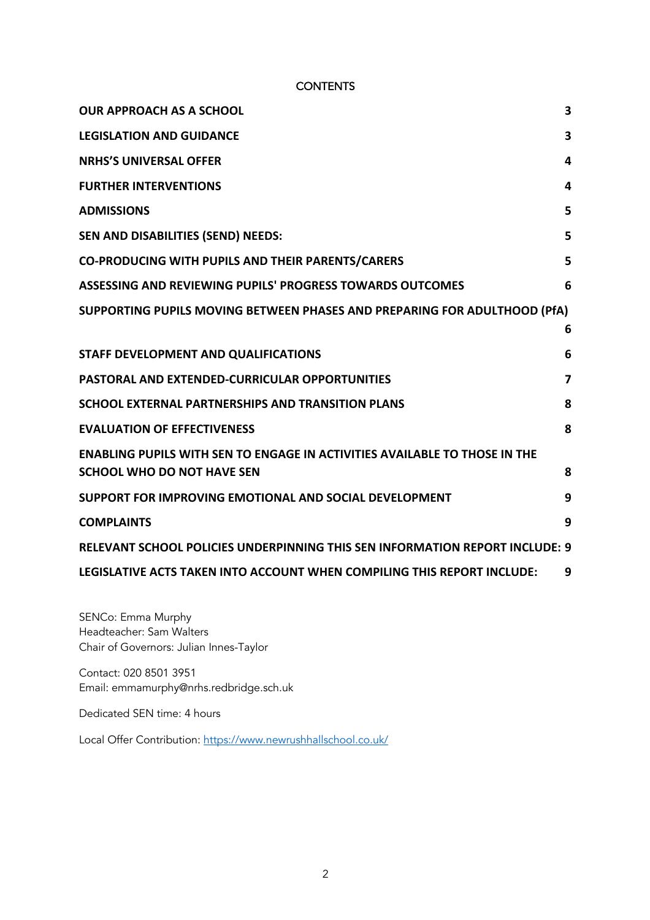# CONTENTS

| | |
|---|---|
| **OUR APPROACH AS A SCHOOL** | **3** |
| **LEGISLATION AND GUIDANCE** | **3** |
| **NRHS'S UNIVERSAL OFFER** | **4** |
| **FURTHER INTERVENTIONS** | **4** |
| **ADMISSIONS** | **5** |
| **SEN AND DISABILITIES (SEND) NEEDS:** | **5** |
| **CO-PRODUCING WITH PUPILS AND THEIR PARENTS/CARERS** | **5** |
| **ASSESSING AND REVIEWING PUPILS' PROGRESS TOWARDS OUTCOMES** | **6** |
| **SUPPORTING PUPILS MOVING BETWEEN PHASES AND PREPARING FOR ADULTHOOD (PfA)** | **6** |
| **STAFF DEVELOPMENT AND QUALIFICATIONS** | **6** |
| **PASTORAL AND EXTENDED-CURRICULAR OPPORTUNITIES** | **7** |
| **SCHOOL EXTERNAL PARTNERSHIPS AND TRANSITION PLANS** | **8** |
| **EVALUATION OF EFFECTIVENESS** | **8** |
| **ENABLING PUPILS WITH SEN TO ENGAGE IN ACTIVITIES AVAILABLE TO THOSE IN THE SCHOOL WHO DO NOT HAVE SEN** | **8** |
| **SUPPORT FOR IMPROVING EMOTIONAL AND SOCIAL DEVELOPMENT** | **9** |
| **COMPLAINTS** | **9** |
| **RELEVANT SCHOOL POLICIES UNDERPINNING THIS SEN INFORMATION REPORT INCLUDE:** | **9** |
| **LEGISLATIVE ACTS TAKEN INTO ACCOUNT WHEN COMPILING THIS REPORT INCLUDE:** | **9** |

SENCo: Emma Murphy
Headteacher: Sam Walters
Chair of Governors: Julian Innes-Taylor

Contact: 020 8501 3951
Email: emmamurphy@nrhs.redbridge.sch.uk

Dedicated SEN time: 4 hours

Local Offer Contribution: https://www.newrushhallschool.co.uk/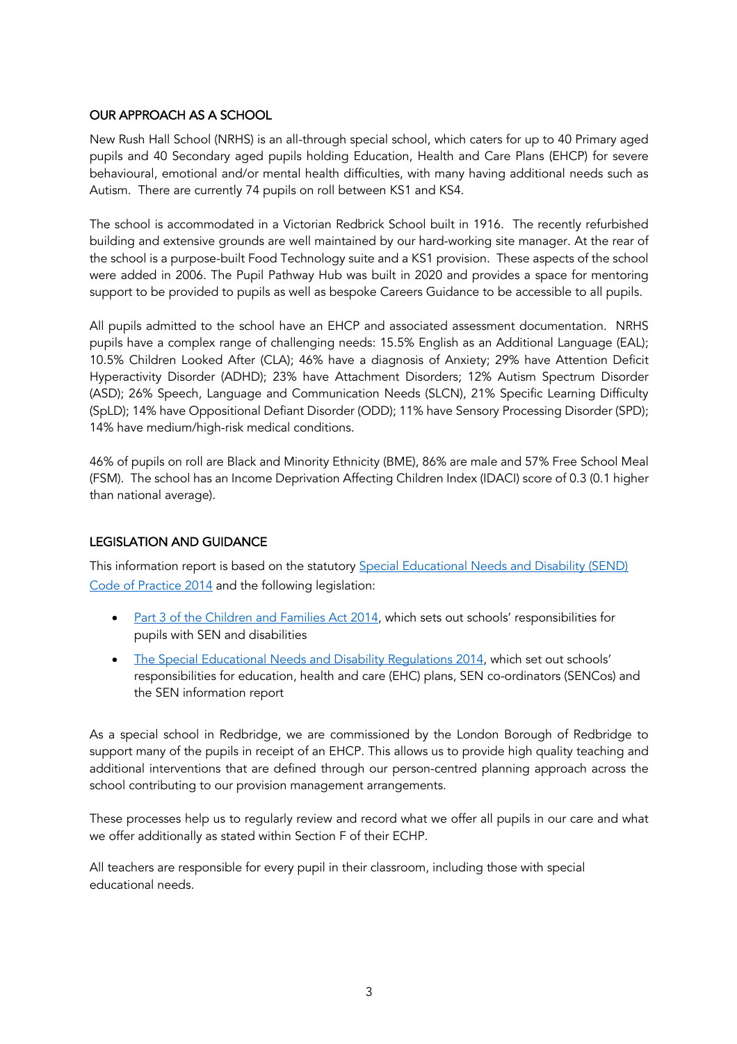## OUR APPROACH AS A SCHOOL

New Rush Hall School (NRHS) is an all-through special school, which caters for up to 40 Primary aged pupils and 40 Secondary aged pupils holding Education, Health and Care Plans (EHCP) for severe behavioural, emotional and/or mental health difficulties, with many having additional needs such as Autism. There are currently 74 pupils on roll between KS1 and KS4.

The school is accommodated in a Victorian Redbrick School built in 1916. The recently refurbished building and extensive grounds are well maintained by our hard-working site manager. At the rear of the school is a purpose-built Food Technology suite and a KS1 provision. These aspects of the school were added in 2006. The Pupil Pathway Hub was built in 2020 and provides a space for mentoring support to be provided to pupils as well as bespoke Careers Guidance to be accessible to all pupils.

All pupils admitted to the school have an EHCP and associated assessment documentation. NRHS pupils have a complex range of challenging needs: 15.5% English as an Additional Language (EAL); 10.5% Children Looked After (CLA); 46% have a diagnosis of Anxiety; 29% have Attention Deficit Hyperactivity Disorder (ADHD); 23% have Attachment Disorders; 12% Autism Spectrum Disorder (ASD); 26% Speech, Language and Communication Needs (SLCN), 21% Specific Learning Difficulty (SpLD); 14% have Oppositional Defiant Disorder (ODD); 11% have Sensory Processing Disorder (SPD); 14% have medium/high-risk medical conditions.

46% of pupils on roll are Black and Minority Ethnicity (BME), 86% are male and 57% Free School Meal (FSM). The school has an Income Deprivation Affecting Children Index (IDACI) score of 0.3 (0.1 higher than national average).

## LEGISLATION AND GUIDANCE

This information report is based on the statutory Special Educational Needs and Disability (SEND) Code of Practice 2014 and the following legislation:

- Part 3 of the Children and Families Act 2014, which sets out schools' responsibilities for pupils with SEN and disabilities
- The Special Educational Needs and Disability Regulations 2014, which set out schools' responsibilities for education, health and care (EHC) plans, SEN co-ordinators (SENCos) and the SEN information report

As a special school in Redbridge, we are commissioned by the London Borough of Redbridge to support many of the pupils in receipt of an EHCP. This allows us to provide high quality teaching and additional interventions that are defined through our person-centred planning approach across the school contributing to our provision management arrangements.

These processes help us to regularly review and record what we offer all pupils in our care and what we offer additionally as stated within Section F of their ECHP.

All teachers are responsible for every pupil in their classroom, including those with special educational needs.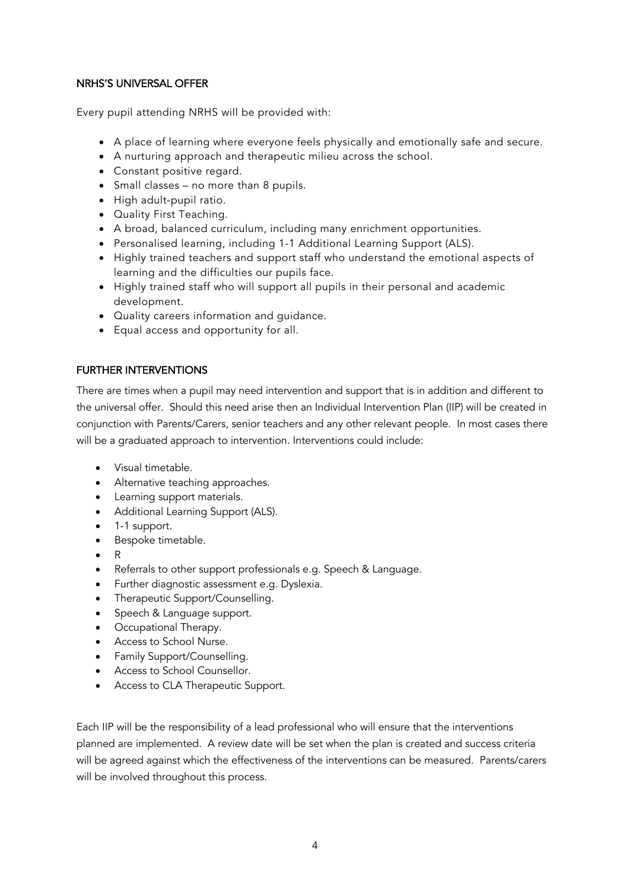## NRHS'S UNIVERSAL OFFER

Every pupil attending NRHS will be provided with:

- A place of learning where everyone feels physically and emotionally safe and secure.
- A nurturing approach and therapeutic milieu across the school.
- Constant positive regard.
- Small classes – no more than 8 pupils.
- High adult-pupil ratio.
- Quality First Teaching.
- A broad, balanced curriculum, including many enrichment opportunities.
- Personalised learning, including 1-1 Additional Learning Support (ALS).
- Highly trained teachers and support staff who understand the emotional aspects of learning and the difficulties our pupils face.
- Highly trained staff who will support all pupils in their personal and academic development.
- Quality careers information and guidance.
- Equal access and opportunity for all.

## FURTHER INTERVENTIONS

There are times when a pupil may need intervention and support that is in addition and different to the universal offer. Should this need arise then an Individual Intervention Plan (IIP) will be created in conjunction with Parents/Carers, senior teachers and any other relevant people. In most cases there will be a graduated approach to intervention. Interventions could include:

- Visual timetable.
- Alternative teaching approaches.
- Learning support materials.
- Additional Learning Support (ALS).
- 1-1 support.
- Bespoke timetable.
- R
- Referrals to other support professionals e.g. Speech & Language.
- Further diagnostic assessment e.g. Dyslexia.
- Therapeutic Support/Counselling.
- Speech & Language support.
- Occupational Therapy.
- Access to School Nurse.
- Family Support/Counselling.
- Access to School Counsellor.
- Access to CLA Therapeutic Support.

Each IIP will be the responsibility of a lead professional who will ensure that the interventions planned are implemented. A review date will be set when the plan is created and success criteria will be agreed against which the effectiveness of the interventions can be measured. Parents/carers will be involved throughout this process.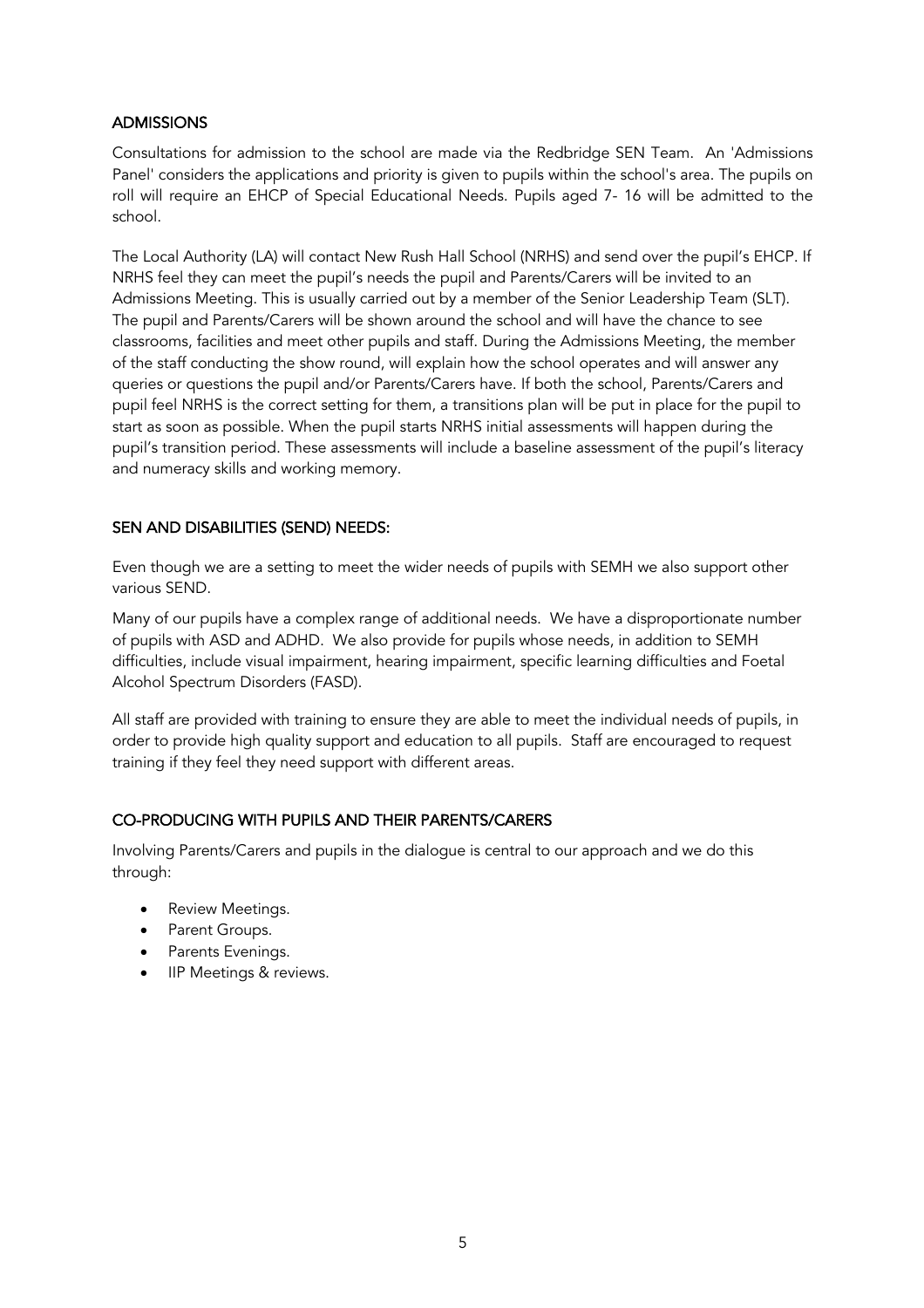## ADMISSIONS

Consultations for admission to the school are made via the Redbridge SEN Team. An 'Admissions Panel' considers the applications and priority is given to pupils within the school's area. The pupils on roll will require an EHCP of Special Educational Needs. Pupils aged 7- 16 will be admitted to the school.

The Local Authority (LA) will contact New Rush Hall School (NRHS) and send over the pupil's EHCP. If NRHS feel they can meet the pupil's needs the pupil and Parents/Carers will be invited to an Admissions Meeting. This is usually carried out by a member of the Senior Leadership Team (SLT). The pupil and Parents/Carers will be shown around the school and will have the chance to see classrooms, facilities and meet other pupils and staff. During the Admissions Meeting, the member of the staff conducting the show round, will explain how the school operates and will answer any queries or questions the pupil and/or Parents/Carers have. If both the school, Parents/Carers and pupil feel NRHS is the correct setting for them, a transitions plan will be put in place for the pupil to start as soon as possible. When the pupil starts NRHS initial assessments will happen during the pupil's transition period. These assessments will include a baseline assessment of the pupil's literacy and numeracy skills and working memory.

## SEN AND DISABILITIES (SEND) NEEDS:

Even though we are a setting to meet the wider needs of pupils with SEMH we also support other various SEND.

Many of our pupils have a complex range of additional needs. We have a disproportionate number of pupils with ASD and ADHD. We also provide for pupils whose needs, in addition to SEMH difficulties, include visual impairment, hearing impairment, specific learning difficulties and Foetal Alcohol Spectrum Disorders (FASD).

All staff are provided with training to ensure they are able to meet the individual needs of pupils, in order to provide high quality support and education to all pupils. Staff are encouraged to request training if they feel they need support with different areas.

## CO-PRODUCING WITH PUPILS AND THEIR PARENTS/CARERS

Involving Parents/Carers and pupils in the dialogue is central to our approach and we do this through:

- Review Meetings.
- Parent Groups.
- Parents Evenings.
- IIP Meetings & reviews.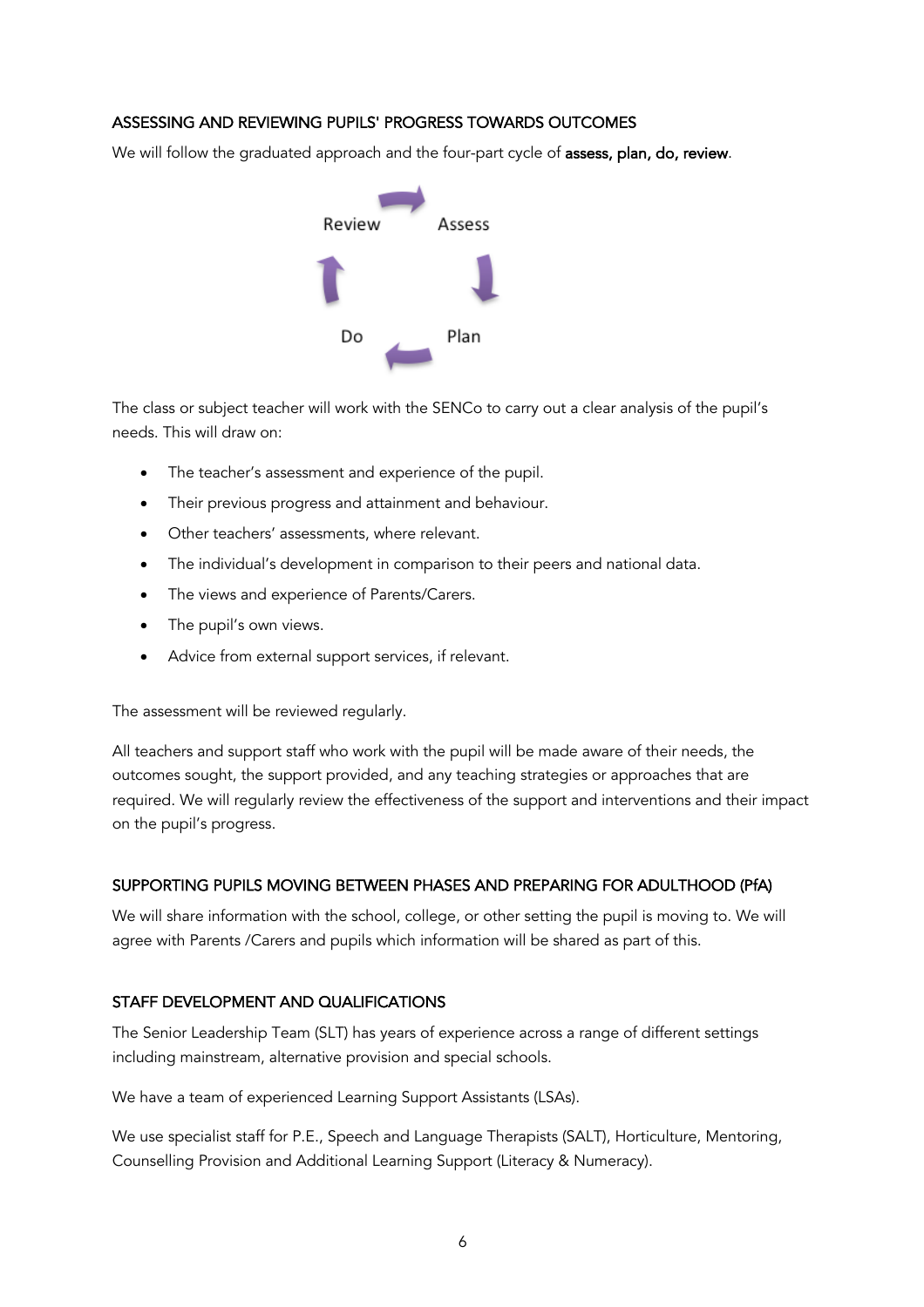## ASSESSING AND REVIEWING PUPILS' PROGRESS TOWARDS OUTCOMES

We will follow the graduated approach and the four-part cycle of **assess, plan, do, review**.

Review → Assess → Plan → Do → Review

The class or subject teacher will work with the SENCo to carry out a clear analysis of the pupil's needs. This will draw on:

- The teacher's assessment and experience of the pupil.
- Their previous progress and attainment and behaviour.
- Other teachers' assessments, where relevant.
- The individual's development in comparison to their peers and national data.
- The views and experience of Parents/Carers.
- The pupil's own views.
- Advice from external support services, if relevant.

The assessment will be reviewed regularly.

All teachers and support staff who work with the pupil will be made aware of their needs, the outcomes sought, the support provided, and any teaching strategies or approaches that are required. We will regularly review the effectiveness of the support and interventions and their impact on the pupil's progress.

## SUPPORTING PUPILS MOVING BETWEEN PHASES AND PREPARING FOR ADULTHOOD (PfA)

We will share information with the school, college, or other setting the pupil is moving to. We will agree with Parents /Carers and pupils which information will be shared as part of this.

## STAFF DEVELOPMENT AND QUALIFICATIONS

The Senior Leadership Team (SLT) has years of experience across a range of different settings including mainstream, alternative provision and special schools.

We have a team of experienced Learning Support Assistants (LSAs).

We use specialist staff for P.E., Speech and Language Therapists (SALT), Horticulture, Mentoring, Counselling Provision and Additional Learning Support (Literacy & Numeracy).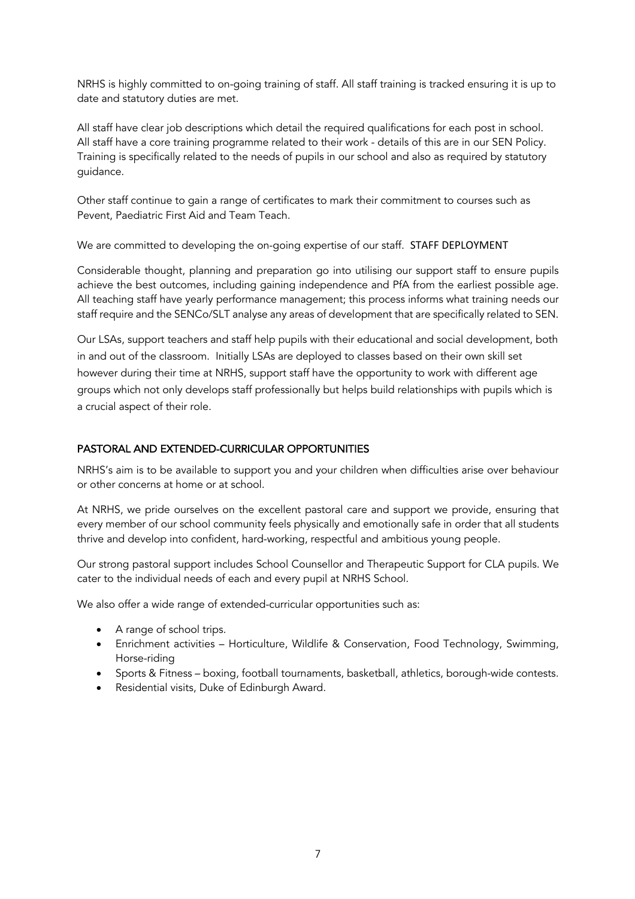NRHS is highly committed to on-going training of staff. All staff training is tracked ensuring it is up to date and statutory duties are met.

All staff have clear job descriptions which detail the required qualifications for each post in school. All staff have a core training programme related to their work - details of this are in our SEN Policy. Training is specifically related to the needs of pupils in our school and also as required by statutory guidance.

Other staff continue to gain a range of certificates to mark their commitment to courses such as Pevent, Paediatric First Aid and Team Teach.

We are committed to developing the on-going expertise of our staff. STAFF DEPLOYMENT

Considerable thought, planning and preparation go into utilising our support staff to ensure pupils achieve the best outcomes, including gaining independence and PfA from the earliest possible age. All teaching staff have yearly performance management; this process informs what training needs our staff require and the SENCo/SLT analyse any areas of development that are specifically related to SEN.

Our LSAs, support teachers and staff help pupils with their educational and social development, both in and out of the classroom. Initially LSAs are deployed to classes based on their own skill set however during their time at NRHS, support staff have the opportunity to work with different age groups which not only develops staff professionally but helps build relationships with pupils which is a crucial aspect of their role.

## PASTORAL AND EXTENDED-CURRICULAR OPPORTUNITIES

NRHS's aim is to be available to support you and your children when difficulties arise over behaviour or other concerns at home or at school.

At NRHS, we pride ourselves on the excellent pastoral care and support we provide, ensuring that every member of our school community feels physically and emotionally safe in order that all students thrive and develop into confident, hard-working, respectful and ambitious young people.

Our strong pastoral support includes School Counsellor and Therapeutic Support for CLA pupils. We cater to the individual needs of each and every pupil at NRHS School.

We also offer a wide range of extended-curricular opportunities such as:

- A range of school trips.
- Enrichment activities – Horticulture, Wildlife & Conservation, Food Technology, Swimming, Horse-riding
- Sports & Fitness – boxing, football tournaments, basketball, athletics, borough-wide contests.
- Residential visits, Duke of Edinburgh Award.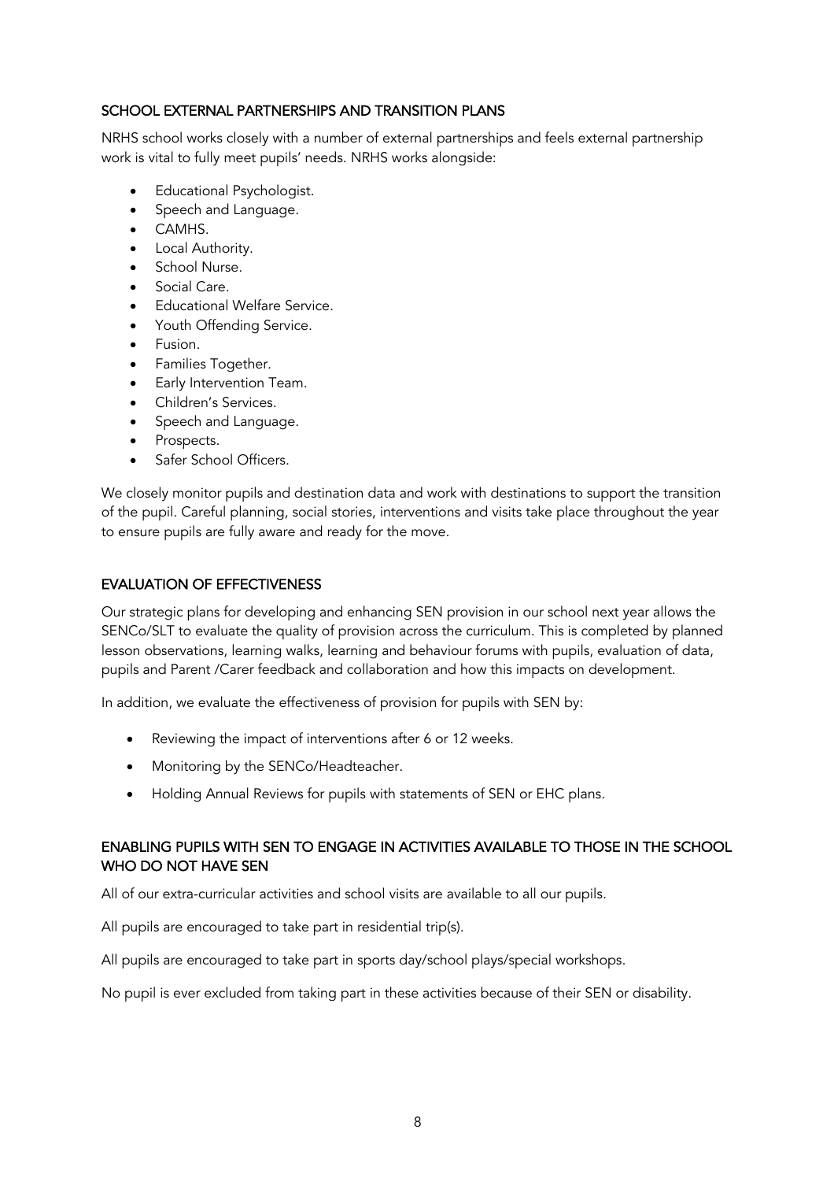## SCHOOL EXTERNAL PARTNERSHIPS AND TRANSITION PLANS

NRHS school works closely with a number of external partnerships and feels external partnership work is vital to fully meet pupils' needs. NRHS works alongside:

- Educational Psychologist.
- Speech and Language.
- CAMHS.
- Local Authority.
- School Nurse.
- Social Care.
- Educational Welfare Service.
- Youth Offending Service.
- Fusion.
- Families Together.
- Early Intervention Team.
- Children's Services.
- Speech and Language.
- Prospects.
- Safer School Officers.

We closely monitor pupils and destination data and work with destinations to support the transition of the pupil. Careful planning, social stories, interventions and visits take place throughout the year to ensure pupils are fully aware and ready for the move.

## EVALUATION OF EFFECTIVENESS

Our strategic plans for developing and enhancing SEN provision in our school next year allows the SENCo/SLT to evaluate the quality of provision across the curriculum. This is completed by planned lesson observations, learning walks, learning and behaviour forums with pupils, evaluation of data, pupils and Parent /Carer feedback and collaboration and how this impacts on development.

In addition, we evaluate the effectiveness of provision for pupils with SEN by:

- Reviewing the impact of interventions after 6 or 12 weeks.
- Monitoring by the SENCo/Headteacher.
- Holding Annual Reviews for pupils with statements of SEN or EHC plans.

## ENABLING PUPILS WITH SEN TO ENGAGE IN ACTIVITIES AVAILABLE TO THOSE IN THE SCHOOL WHO DO NOT HAVE SEN

All of our extra-curricular activities and school visits are available to all our pupils.

All pupils are encouraged to take part in residential trip(s).

All pupils are encouraged to take part in sports day/school plays/special workshops.

No pupil is ever excluded from taking part in these activities because of their SEN or disability.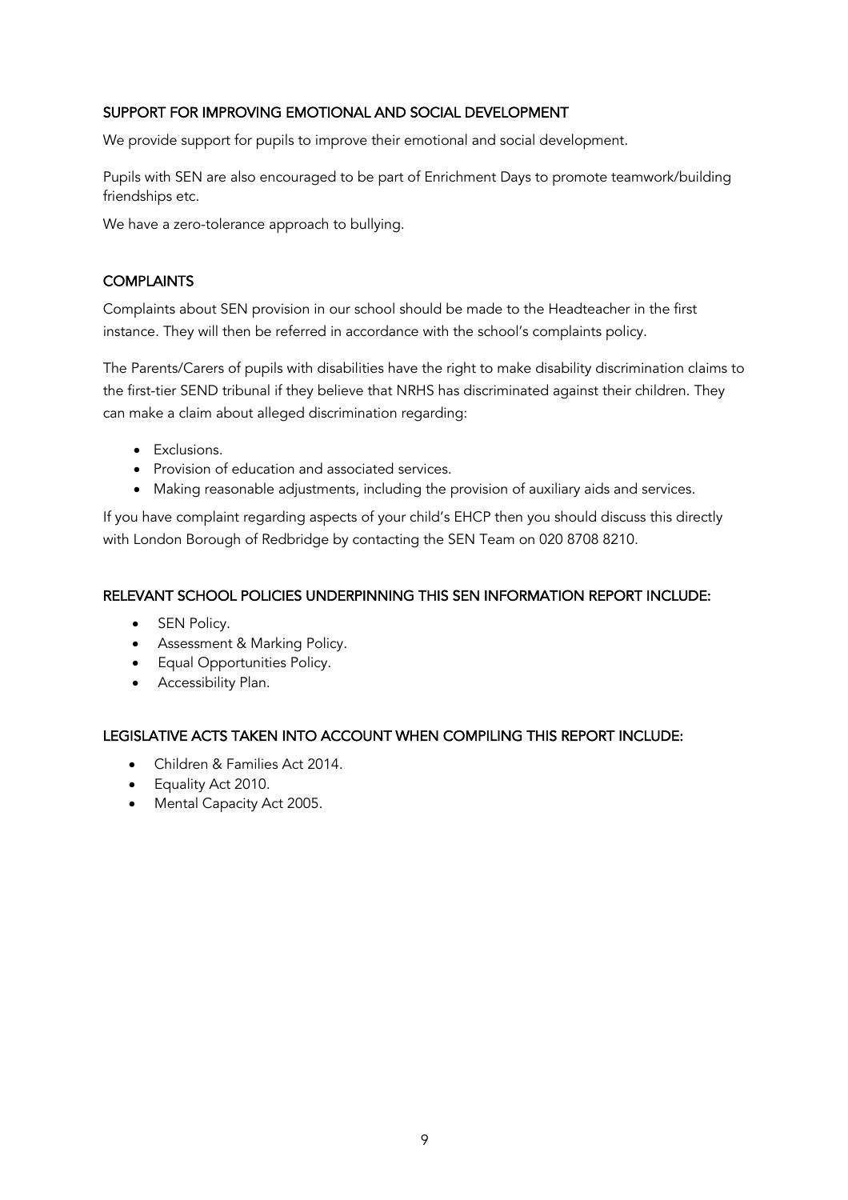## SUPPORT FOR IMPROVING EMOTIONAL AND SOCIAL DEVELOPMENT

We provide support for pupils to improve their emotional and social development.

Pupils with SEN are also encouraged to be part of Enrichment Days to promote teamwork/building friendships etc.

We have a zero-tolerance approach to bullying.

## COMPLAINTS

Complaints about SEN provision in our school should be made to the Headteacher in the first instance. They will then be referred in accordance with the school's complaints policy.

The Parents/Carers of pupils with disabilities have the right to make disability discrimination claims to the first-tier SEND tribunal if they believe that NRHS has discriminated against their children. They can make a claim about alleged discrimination regarding:

- Exclusions.
- Provision of education and associated services.
- Making reasonable adjustments, including the provision of auxiliary aids and services.

If you have complaint regarding aspects of your child's EHCP then you should discuss this directly with London Borough of Redbridge by contacting the SEN Team on 020 8708 8210.

## RELEVANT SCHOOL POLICIES UNDERPINNING THIS SEN INFORMATION REPORT INCLUDE:

- SEN Policy.
- Assessment & Marking Policy.
- Equal Opportunities Policy.
- Accessibility Plan.

## LEGISLATIVE ACTS TAKEN INTO ACCOUNT WHEN COMPILING THIS REPORT INCLUDE:

- Children & Families Act 2014.
- Equality Act 2010.
- Mental Capacity Act 2005.